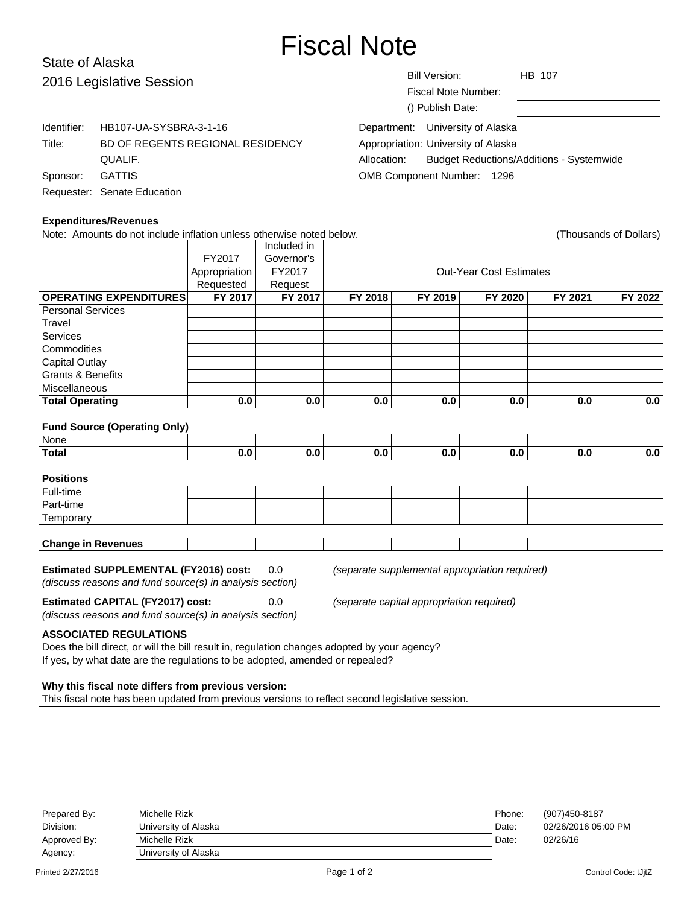# Fiscal Note

## State of Alaska
## 2016 Legislative Session

| | |
|---|---|
| Bill Version: | HB 107 |
| Fiscal Note Number: | |
| () Publish Date: | |

| | | | |
|---|---|---|---|
| Identifier: | HB107-UA-SYSBRA-3-1-16 | Department: | University of Alaska |
| Title: | BD OF REGENTS REGIONAL RESIDENCY QUALIF. | Appropriation: | University of Alaska |
| | | Allocation: | Budget Reductions/Additions - Systemwide |
| Sponsor: | GATTIS | OMB Component Number: | 1296 |
| Requester: | Senate Education | | |

### Expenditures/Revenues

Note: Amounts do not include inflation unless otherwise noted below. (Thousands of Dollars)

| | FY2017 Appropriation Requested | Included in Governor's FY2017 Request | Out-Year Cost Estimates | | | | |
|---|---|---|---|---|---|---|---|
| **OPERATING EXPENDITURES** | **FY 2017** | **FY 2017** | **FY 2018** | **FY 2019** | **FY 2020** | **FY 2021** | **FY 2022** |
| Personal Services | | | | | | | |
| Travel | | | | | | | |
| Services | | | | | | | |
| Commodities | | | | | | | |
| Capital Outlay | | | | | | | |
| Grants & Benefits | | | | | | | |
| Miscellaneous | | | | | | | |
| **Total Operating** | **0.0** | **0.0** | **0.0** | **0.0** | **0.0** | **0.0** | **0.0** |

### Fund Source (Operating Only)

| | | | | | | | |
|---|---|---|---|---|---|---|---|
| None | | | | | | | |
| **Total** | **0.0** | **0.0** | **0.0** | **0.0** | **0.0** | **0.0** | **0.0** |

### Positions

| | | | | | | | |
|---|---|---|---|---|---|---|---|
| Full-time | | | | | | | |
| Part-time | | | | | | | |
| Temporary | | | | | | | |

| | | | | | | | |
|---|---|---|---|---|---|---|---|
| **Change in Revenues** | | | | | | | |

**Estimated SUPPLEMENTAL (FY2016) cost:** 0.0 *(separate supplemental appropriation required)*
*(discuss reasons and fund source(s) in analysis section)*

**Estimated CAPITAL (FY2017) cost:** 0.0 *(separate capital appropriation required)*
*(discuss reasons and fund source(s) in analysis section)*

### ASSOCIATED REGULATIONS

Does the bill direct, or will the bill result in, regulation changes adopted by your agency?
If yes, by what date are the regulations to be adopted, amended or repealed?

### Why this fiscal note differs from previous version:

This fiscal note has been updated from previous versions to reflect second legislative session.

| | | | |
|---|---|---|---|
| Prepared By: | Michelle Rizk | Phone: | (907)450-8187 |
| Division: | University of Alaska | Date: | 02/26/2016 05:00 PM |
| Approved By: | Michelle Rizk | Date: | 02/26/16 |
| Agency: | University of Alaska | | |

Printed 2/27/2016 Control Code: tJjtZ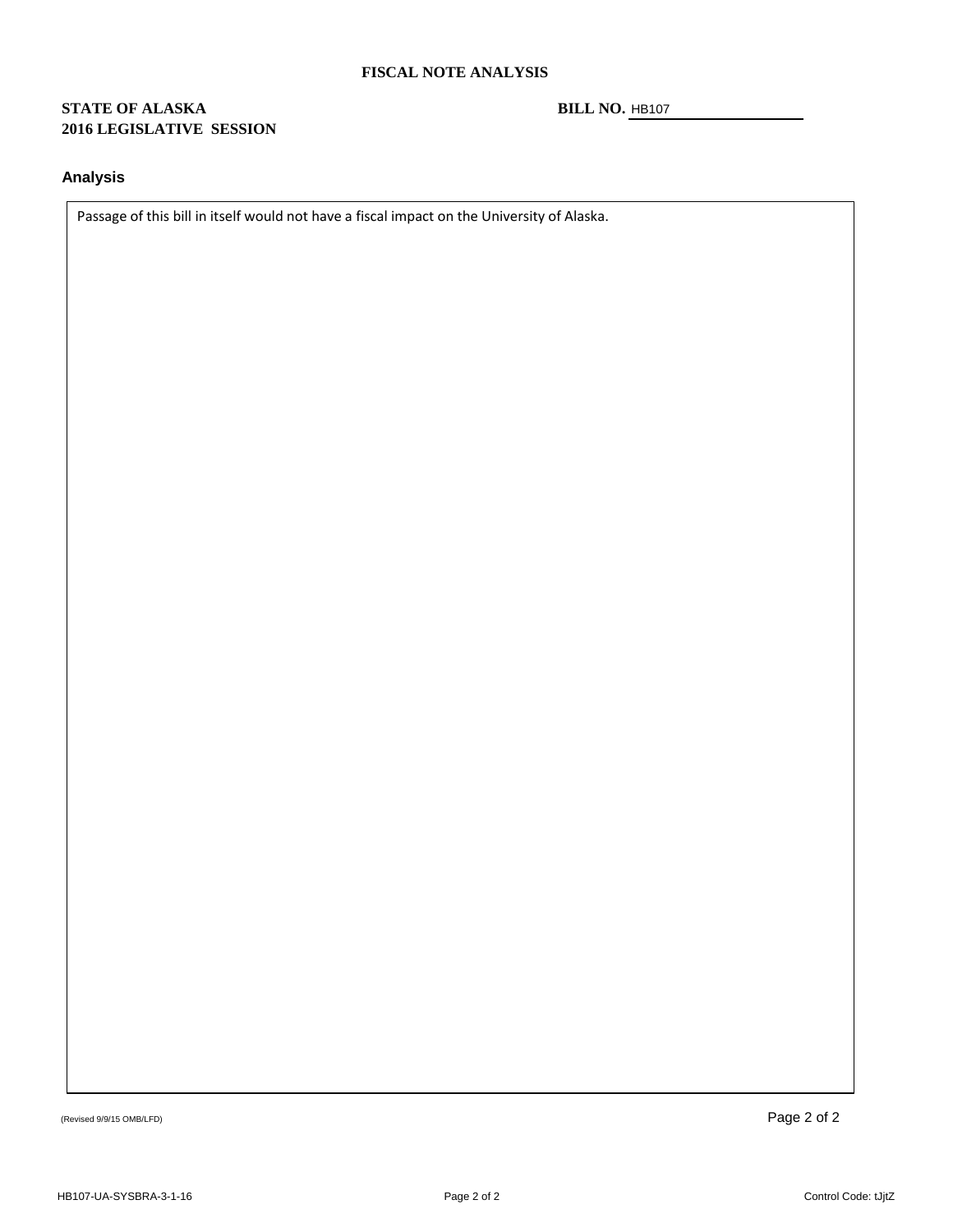**FISCAL NOTE ANALYSIS**

**STATE OF ALASKA**
**2016 LEGISLATIVE SESSION**

**BILL NO.** HB107

## Analysis

Passage of this bill in itself would not have a fiscal impact on the University of Alaska.

(Revised 9/9/15 OMB/LFD)

HB107-UA-SYSBRA-3-1-16

Control Code: tJjtZ